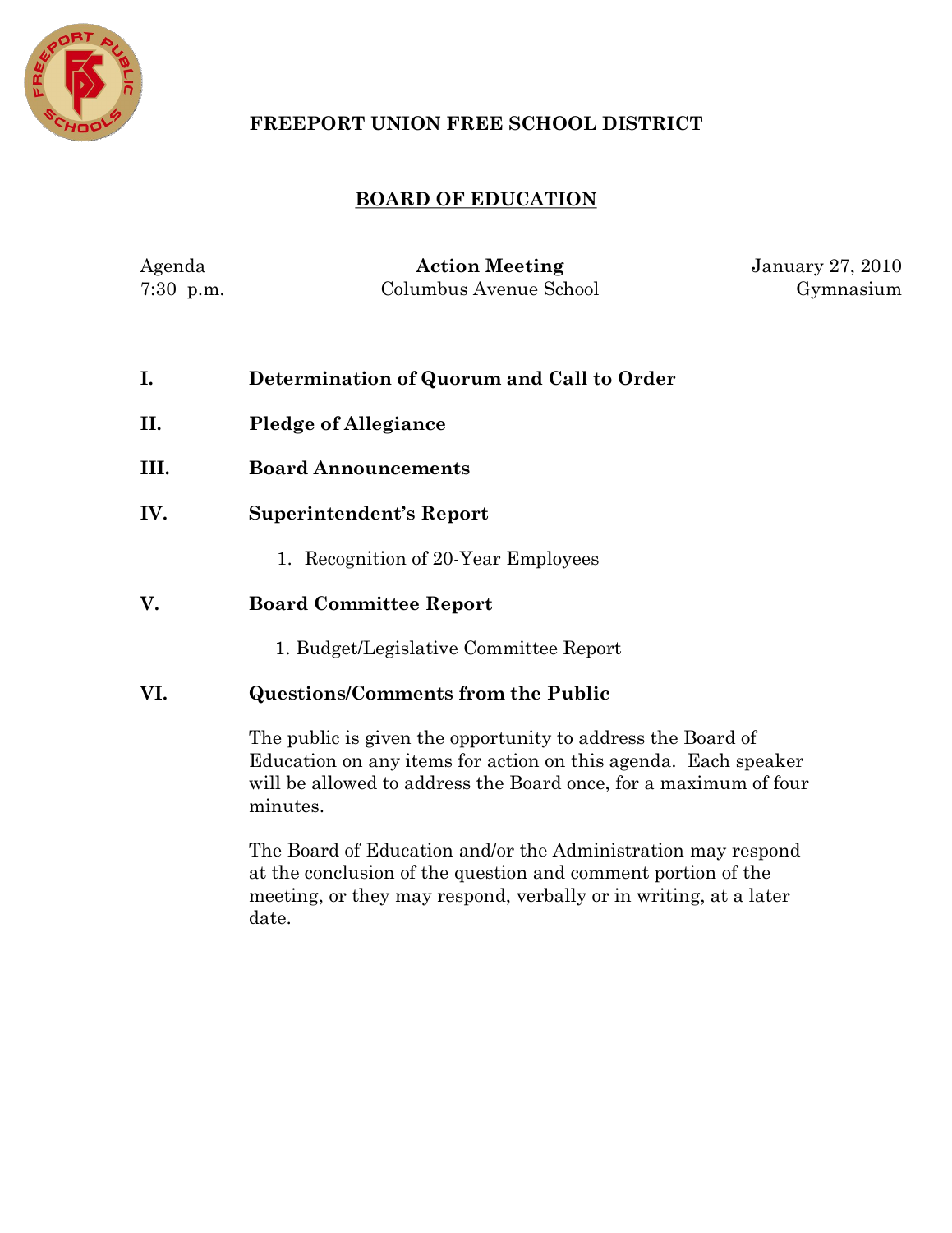# FREEPORT UNION FREE SCHOOL DISTRICT

## BOARD OF EDUCATION

Agenda
7:30 p.m.

**Action Meeting**
Columbus Avenue School

January 27, 2010
Gymnasium

**I. Determination of Quorum and Call to Order**

**II. Pledge of Allegiance**

**III. Board Announcements**

**IV. Superintendent's Report**

1. Recognition of 20-Year Employees

**V. Board Committee Report**

1. Budget/Legislative Committee Report

**VI. Questions/Comments from the Public**

The public is given the opportunity to address the Board of Education on any items for action on this agenda. Each speaker will be allowed to address the Board once, for a maximum of four minutes.

The Board of Education and/or the Administration may respond at the conclusion of the question and comment portion of the meeting, or they may respond, verbally or in writing, at a later date.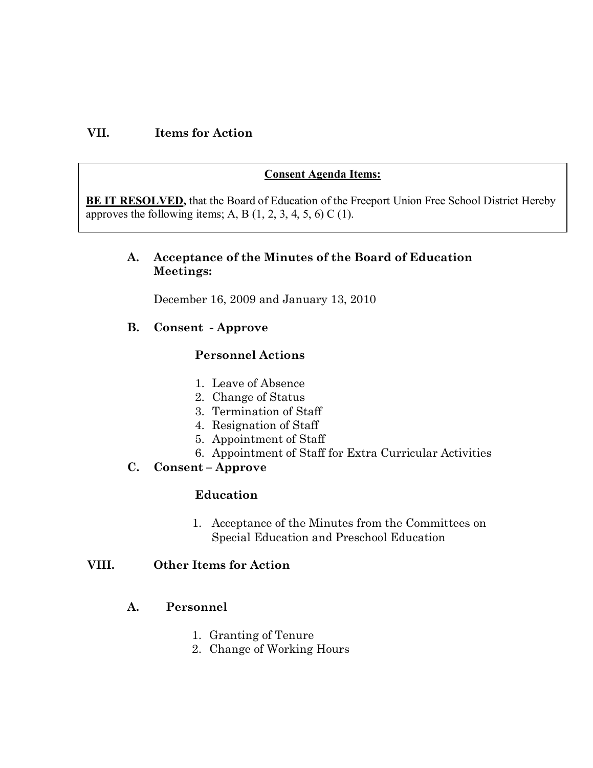## VII. Items for Action

**Consent Agenda Items:**

**BE IT RESOLVED,** that the Board of Education of the Freeport Union Free School District Hereby approves the following items; A, B (1, 2, 3, 4, 5, 6) C (1).

### A. Acceptance of the Minutes of the Board of Education Meetings:

December 16, 2009 and January 13, 2010

### B. Consent - Approve

**Personnel Actions**

1. Leave of Absence
2. Change of Status
3. Termination of Staff
4. Resignation of Staff
5. Appointment of Staff
6. Appointment of Staff for Extra Curricular Activities

### C. Consent – Approve

**Education**

1. Acceptance of the Minutes from the Committees on Special Education and Preschool Education

## VIII. Other Items for Action

### A. Personnel

1. Granting of Tenure
2. Change of Working Hours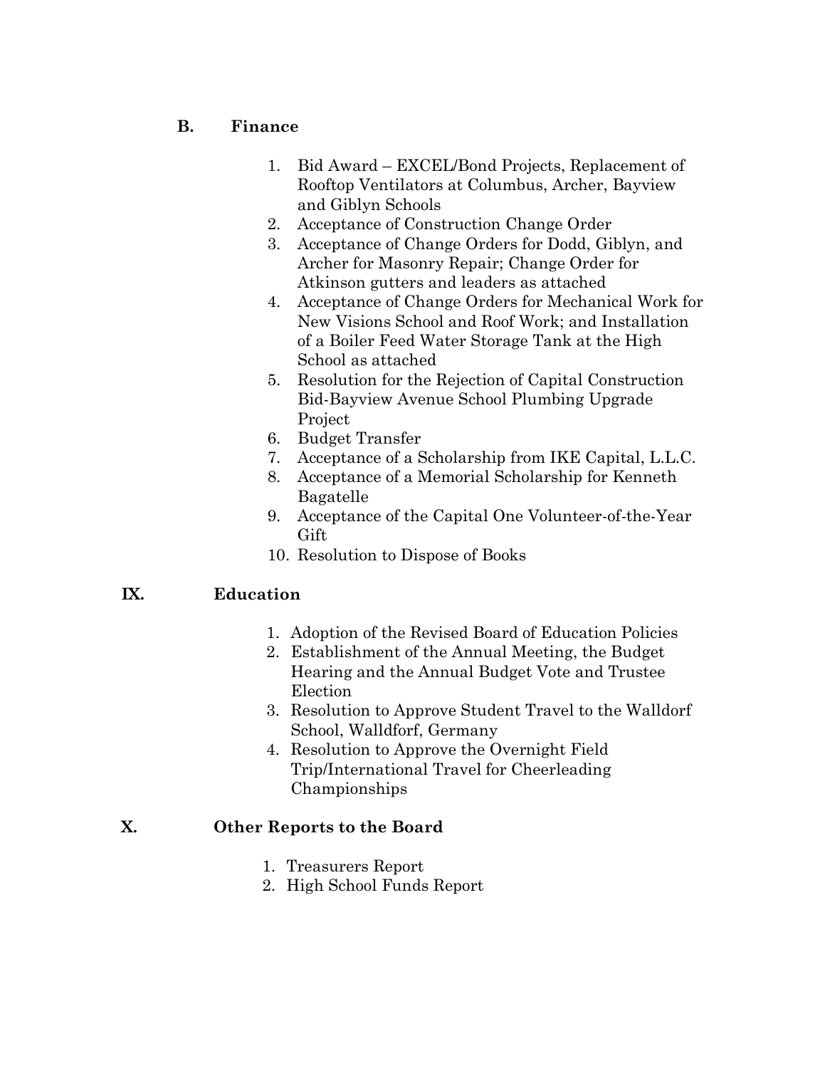### B. Finance

1. Bid Award – EXCEL/Bond Projects, Replacement of Rooftop Ventilators at Columbus, Archer, Bayview and Giblyn Schools
2. Acceptance of Construction Change Order
3. Acceptance of Change Orders for Dodd, Giblyn, and Archer for Masonry Repair; Change Order for Atkinson gutters and leaders as attached
4. Acceptance of Change Orders for Mechanical Work for New Visions School and Roof Work; and Installation of a Boiler Feed Water Storage Tank at the High School as attached
5. Resolution for the Rejection of Capital Construction Bid-Bayview Avenue School Plumbing Upgrade Project
6. Budget Transfer
7. Acceptance of a Scholarship from IKE Capital, L.L.C.
8. Acceptance of a Memorial Scholarship for Kenneth Bagatelle
9. Acceptance of the Capital One Volunteer-of-the-Year Gift
10. Resolution to Dispose of Books

## IX. Education

1. Adoption of the Revised Board of Education Policies
2. Establishment of the Annual Meeting, the Budget Hearing and the Annual Budget Vote and Trustee Election
3. Resolution to Approve Student Travel to the Walldorf School, Walldforf, Germany
4. Resolution to Approve the Overnight Field Trip/International Travel for Cheerleading Championships

## X. Other Reports to the Board

1. Treasurers Report
2. High School Funds Report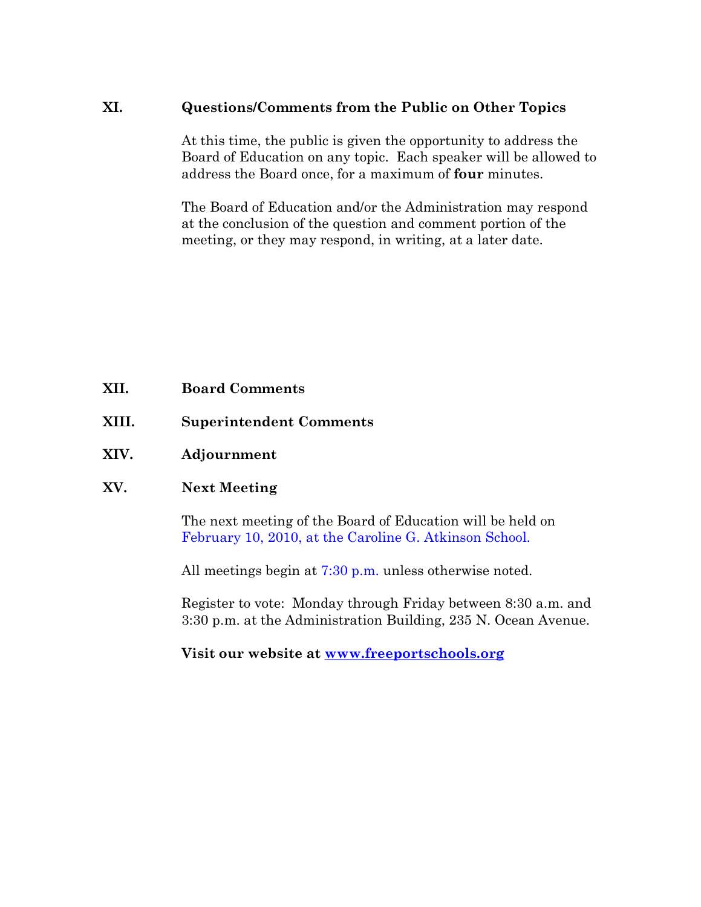## XI. Questions/Comments from the Public on Other Topics

At this time, the public is given the opportunity to address the Board of Education on any topic. Each speaker will be allowed to address the Board once, for a maximum of **four** minutes.

The Board of Education and/or the Administration may respond at the conclusion of the question and comment portion of the meeting, or they may respond, in writing, at a later date.

## XII. Board Comments

## XIII. Superintendent Comments

## XIV. Adjournment

## XV. Next Meeting

The next meeting of the Board of Education will be held on February 10, 2010, at the Caroline G. Atkinson School.

All meetings begin at 7:30 p.m. unless otherwise noted.

Register to vote: Monday through Friday between 8:30 a.m. and 3:30 p.m. at the Administration Building, 235 N. Ocean Avenue.

**Visit our website at [www.freeportschools.org](http://www.freeportschools.org)**